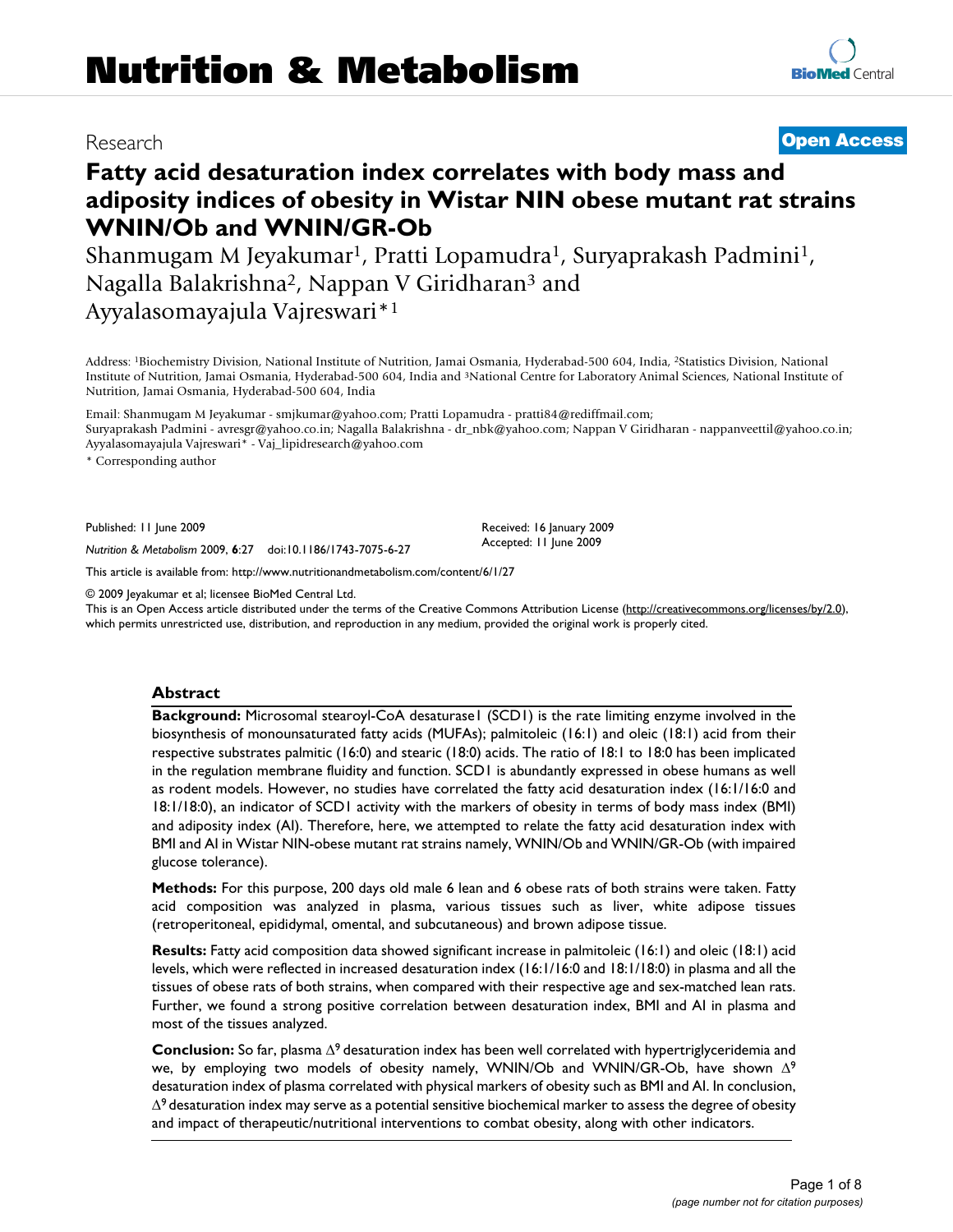Research **Open Access**

# Fatty acid desaturation index correlates with body mass and adiposity indices of obesity in Wistar NIN obese mutant rat strains WNIN/Ob and WNIN/GR-Ob

Shanmugam M Jeyakumar[1], Pratti Lopamudra[1], Suryaprakash Padmini[1], Nagalla Balakrishna[2], Nappan V Giridharan[3] and Ayyalasomayajula Vajreswari*[1]

Address: [1]Biochemistry Division, National Institute of Nutrition, Jamai Osmania, Hyderabad-500 604, India, [2]Statistics Division, National Institute of Nutrition, Jamai Osmania, Hyderabad-500 604, India and [3]National Centre for Laboratory Animal Sciences, National Institute of Nutrition, Jamai Osmania, Hyderabad-500 604, India

Email: Shanmugam M Jeyakumar - smjkumar@yahoo.com; Pratti Lopamudra - pratti84@rediffmail.com; Suryaprakash Padmini - avresgr@yahoo.co.in; Nagalla Balakrishna - dr_nbk@yahoo.com; Nappan V Giridharan - nappanveettil@yahoo.co.in; Ayyalasomayajula Vajreswari* - Vaj_lipidresearch@yahoo.com

* Corresponding author

Published: 11 June 2009

*Nutrition & Metabolism* 2009, **6**:27 doi:10.1186/1743-7075-6-27

Received: 16 January 2009
Accepted: 11 June 2009

This article is available from: http://www.nutritionandmetabolism.com/content/6/1/27

© 2009 Jeyakumar et al; licensee BioMed Central Ltd.
This is an Open Access article distributed under the terms of the Creative Commons Attribution License (http://creativecommons.org/licenses/by/2.0), which permits unrestricted use, distribution, and reproduction in any medium, provided the original work is properly cited.

## Abstract

**Background:** Microsomal stearoyl-CoA desaturase1 (SCD1) is the rate limiting enzyme involved in the biosynthesis of monounsaturated fatty acids (MUFAs); palmitoleic (16:1) and oleic (18:1) acid from their respective substrates palmitic (16:0) and stearic (18:0) acids. The ratio of 18:1 to 18:0 has been implicated in the regulation membrane fluidity and function. SCD1 is abundantly expressed in obese humans as well as rodent models. However, no studies have correlated the fatty acid desaturation index (16:1/16:0 and 18:1/18:0), an indicator of SCD1 activity with the markers of obesity in terms of body mass index (BMI) and adiposity index (AI). Therefore, here, we attempted to relate the fatty acid desaturation index with BMI and AI in Wistar NIN-obese mutant rat strains namely, WNIN/Ob and WNIN/GR-Ob (with impaired glucose tolerance).

**Methods:** For this purpose, 200 days old male 6 lean and 6 obese rats of both strains were taken. Fatty acid composition was analyzed in plasma, various tissues such as liver, white adipose tissues (retroperitoneal, epididymal, omental, and subcutaneous) and brown adipose tissue.

**Results:** Fatty acid composition data showed significant increase in palmitoleic (16:1) and oleic (18:1) acid levels, which were reflected in increased desaturation index (16:1/16:0 and 18:1/18:0) in plasma and all the tissues of obese rats of both strains, when compared with their respective age and sex-matched lean rats. Further, we found a strong positive correlation between desaturation index, BMI and AI in plasma and most of the tissues analyzed.

**Conclusion:** So far, plasma $\Delta^9$ desaturation index has been well correlated with hypertriglyceridemia and we, by employing two models of obesity namely, WNIN/Ob and WNIN/GR-Ob, have shown $\Delta^9$ desaturation index of plasma correlated with physical markers of obesity such as BMI and AI. In conclusion, $\Delta^9$ desaturation index may serve as a potential sensitive biochemical marker to assess the degree of obesity and impact of therapeutic/nutritional interventions to combat obesity, along with other indicators.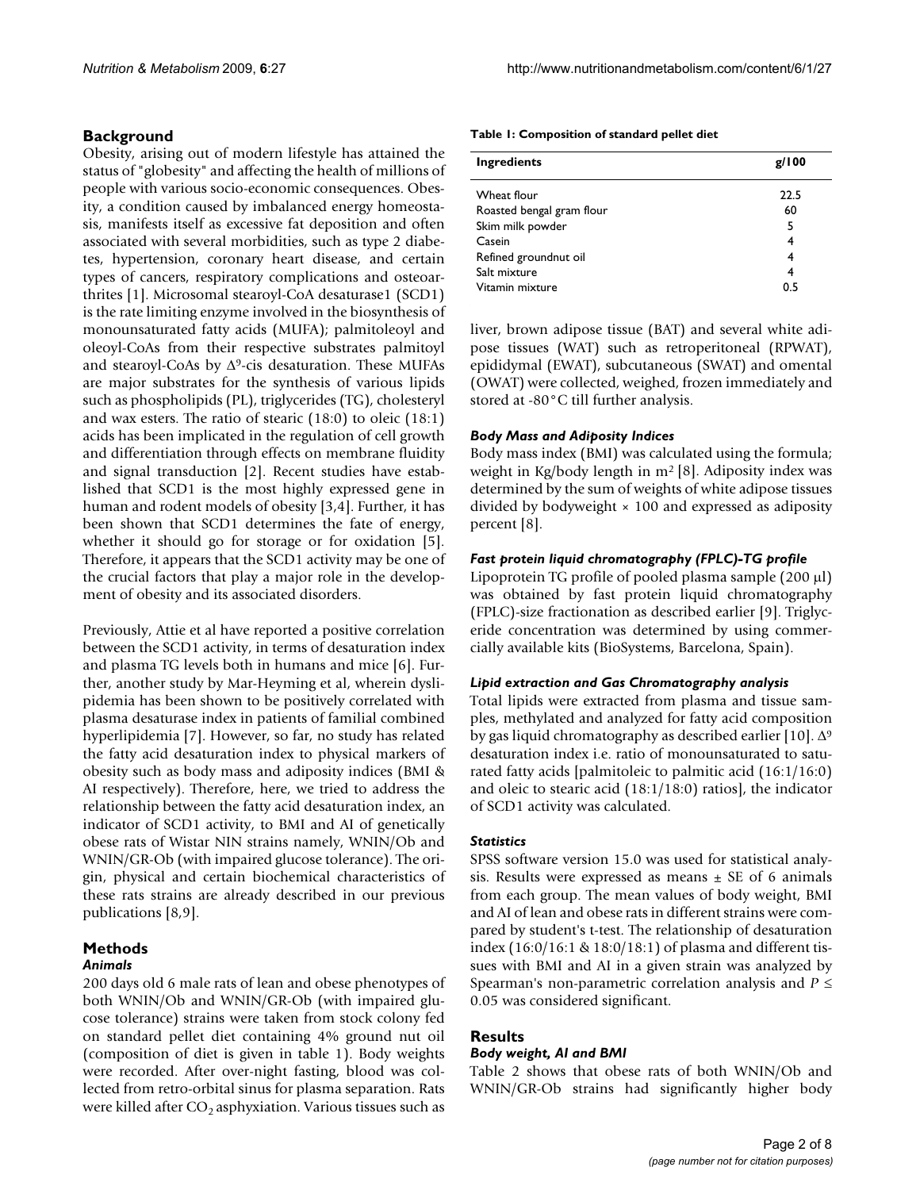## Background

Obesity, arising out of modern lifestyle has attained the status of "globesity" and affecting the health of millions of people with various socio-economic consequences. Obesity, a condition caused by imbalanced energy homeostasis, manifests itself as excessive fat deposition and often associated with several morbidities, such as type 2 diabetes, hypertension, coronary heart disease, and certain types of cancers, respiratory complications and osteoarthrites [1]. Microsomal stearoyl-CoA desaturase1 (SCD1) is the rate limiting enzyme involved in the biosynthesis of monounsaturated fatty acids (MUFA); palmitoleoyl and oleoyl-CoAs from their respective substrates palmitoyl and stearoyl-CoAs by $\Delta^9$-cis desaturation. These MUFAs are major substrates for the synthesis of various lipids such as phospholipids (PL), triglycerides (TG), cholesteryl and wax esters. The ratio of stearic (18:0) to oleic (18:1) acids has been implicated in the regulation of cell growth and differentiation through effects on membrane fluidity and signal transduction [2]. Recent studies have established that SCD1 is the most highly expressed gene in human and rodent models of obesity [3,4]. Further, it has been shown that SCD1 determines the fate of energy, whether it should go for storage or for oxidation [5]. Therefore, it appears that the SCD1 activity may be one of the crucial factors that play a major role in the development of obesity and its associated disorders.

Previously, Attie et al have reported a positive correlation between the SCD1 activity, in terms of desaturation index and plasma TG levels both in humans and mice [6]. Further, another study by Mar-Heyming et al, wherein dyslipidemia has been shown to be positively correlated with plasma desaturase index in patients of familial combined hyperlipidemia [7]. However, so far, no study has related the fatty acid desaturation index to physical markers of obesity such as body mass and adiposity indices (BMI & AI respectively). Therefore, here, we tried to address the relationship between the fatty acid desaturation index, an indicator of SCD1 activity, to BMI and AI of genetically obese rats of Wistar NIN strains namely, WNIN/Ob and WNIN/GR-Ob (with impaired glucose tolerance). The origin, physical and certain biochemical characteristics of these rats strains are already described in our previous publications [8,9].

## Methods

### *Animals*

200 days old 6 male rats of lean and obese phenotypes of both WNIN/Ob and WNIN/GR-Ob (with impaired glucose tolerance) strains were taken from stock colony fed on standard pellet diet containing 4% ground nut oil (composition of diet is given in table 1). Body weights were recorded. After over-night fasting, blood was collected from retro-orbital sinus for plasma separation. Rats were killed after $CO_2$ asphyxiation. Various tissues such as liver, brown adipose tissue (BAT) and several white adipose tissues (WAT) such as retroperitoneal (RPWAT), epididymal (EWAT), subcutaneous (SWAT) and omental (OWAT) were collected, weighed, frozen immediately and stored at -80°C till further analysis.

**Table 1: Composition of standard pellet diet**

| Ingredients | g/100 |
|---|---|
| Wheat flour | 22.5 |
| Roasted bengal gram flour | 60 |
| Skim milk powder | 5 |
| Casein | 4 |
| Refined groundnut oil | 4 |
| Salt mixture | 4 |
| Vitamin mixture | 0.5 |

### *Body Mass and Adiposity Indices*

Body mass index (BMI) was calculated using the formula; weight in Kg/body length in $m^2$ [8]. Adiposity index was determined by the sum of weights of white adipose tissues divided by bodyweight × 100 and expressed as adiposity percent [8].

### *Fast protein liquid chromatography (FPLC)-TG profile*

Lipoprotein TG profile of pooled plasma sample (200 μl) was obtained by fast protein liquid chromatography (FPLC)-size fractionation as described earlier [9]. Triglyceride concentration was determined by using commercially available kits (BioSystems, Barcelona, Spain).

### *Lipid extraction and Gas Chromatography analysis*

Total lipids were extracted from plasma and tissue samples, methylated and analyzed for fatty acid composition by gas liquid chromatography as described earlier [10]. $\Delta^9$ desaturation index i.e. ratio of monounsaturated to saturated fatty acids [palmitoleic to palmitic acid (16:1/16:0) and oleic to stearic acid (18:1/18:0) ratios], the indicator of SCD1 activity was calculated.

### *Statistics*

SPSS software version 15.0 was used for statistical analysis. Results were expressed as means ± SE of 6 animals from each group. The mean values of body weight, BMI and AI of lean and obese rats in different strains were compared by student's t-test. The relationship of desaturation index (16:0/16:1 & 18:0/18:1) of plasma and different tissues with BMI and AI in a given strain was analyzed by Spearman's non-parametric correlation analysis and $P \leq 0.05$ was considered significant.

## Results

### *Body weight, AI and BMI*

Table 2 shows that obese rats of both WNIN/Ob and WNIN/GR-Ob strains had significantly higher body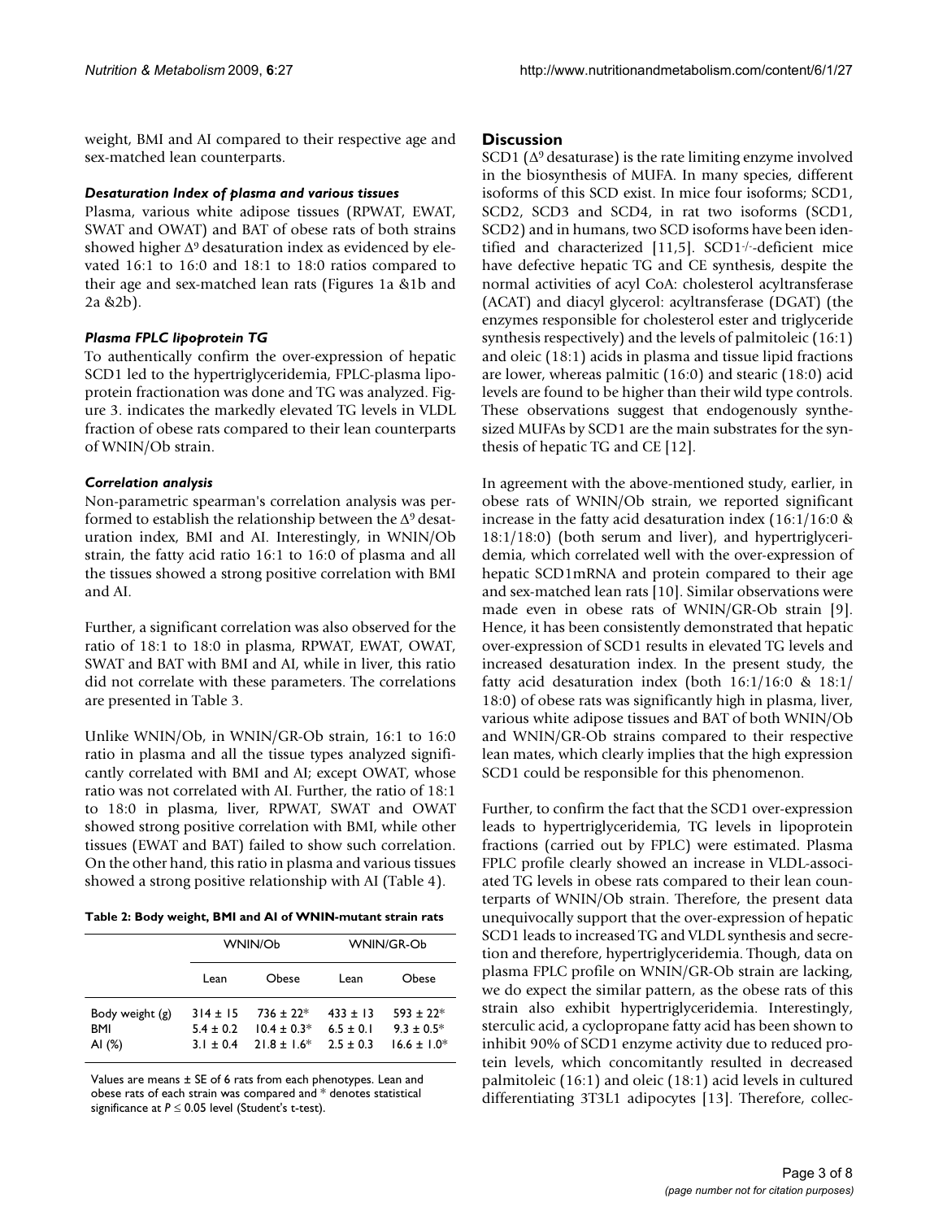weight, BMI and AI compared to their respective age and sex-matched lean counterparts.

### *Desaturation Index of plasma and various tissues*

Plasma, various white adipose tissues (RPWAT, EWAT, SWAT and OWAT) and BAT of obese rats of both strains showed higher $\Delta^9$ desaturation index as evidenced by elevated 16:1 to 16:0 and 18:1 to 18:0 ratios compared to their age and sex-matched lean rats (Figures 1a &1b and 2a &2b).

### *Plasma FPLC lipoprotein TG*

To authentically confirm the over-expression of hepatic SCD1 led to the hypertriglyceridemia, FPLC-plasma lipoprotein fractionation was done and TG was analyzed. Figure 3. indicates the markedly elevated TG levels in VLDL fraction of obese rats compared to their lean counterparts of WNIN/Ob strain.

### *Correlation analysis*

Non-parametric spearman's correlation analysis was performed to establish the relationship between the $\Delta^9$ desaturation index, BMI and AI. Interestingly, in WNIN/Ob strain, the fatty acid ratio 16:1 to 16:0 of plasma and all the tissues showed a strong positive correlation with BMI and AI.

Further, a significant correlation was also observed for the ratio of 18:1 to 18:0 in plasma, RPWAT, EWAT, OWAT, SWAT and BAT with BMI and AI, while in liver, this ratio did not correlate with these parameters. The correlations are presented in Table 3.

Unlike WNIN/Ob, in WNIN/GR-Ob strain, 16:1 to 16:0 ratio in plasma and all the tissue types analyzed significantly correlated with BMI and AI; except OWAT, whose ratio was not correlated with AI. Further, the ratio of 18:1 to 18:0 in plasma, liver, RPWAT, SWAT and OWAT showed strong positive correlation with BMI, while other tissues (EWAT and BAT) failed to show such correlation. On the other hand, this ratio in plasma and various tissues showed a strong positive relationship with AI (Table 4).

**Table 2: Body weight, BMI and AI of WNIN-mutant strain rats**

| | WNIN/Ob | | WNIN/GR-Ob | |
|---|---|---|---|---|
| | Lean | Obese | Lean | Obese |
| Body weight (g) | 314 ± 15 | 736 ± 22* | 433 ± 13 | 593 ± 22* |
| BMI | 5.4 ± 0.2 | 10.4 ± 0.3* | 6.5 ± 0.1 | 9.3 ± 0.5* |
| AI (%) | 3.1 ± 0.4 | 21.8 ± 1.6* | 2.5 ± 0.3 | 16.6 ± 1.0* |

Values are means ± SE of 6 rats from each phenotypes. Lean and obese rats of each strain was compared and * denotes statistical significance at $P \leq 0.05$ level (Student's t-test).

## Discussion

SCD1 ($\Delta^9$ desaturase) is the rate limiting enzyme involved in the biosynthesis of MUFA. In many species, different isoforms of this SCD exist. In mice four isoforms; SCD1, SCD2, SCD3 and SCD4, in rat two isoforms (SCD1, SCD2) and in humans, two SCD isoforms have been identified and characterized [11,5]. SCD1$^{-/-}$-deficient mice have defective hepatic TG and CE synthesis, despite the normal activities of acyl CoA: cholesterol acyltransferase (ACAT) and diacyl glycerol: acyltransferase (DGAT) (the enzymes responsible for cholesterol ester and triglyceride synthesis respectively) and the levels of palmitoleic (16:1) and oleic (18:1) acids in plasma and tissue lipid fractions are lower, whereas palmitic (16:0) and stearic (18:0) acid levels are found to be higher than their wild type controls. These observations suggest that endogenously synthesized MUFAs by SCD1 are the main substrates for the synthesis of hepatic TG and CE [12].

In agreement with the above-mentioned study, earlier, in obese rats of WNIN/Ob strain, we reported significant increase in the fatty acid desaturation index (16:1/16:0 & 18:1/18:0) (both serum and liver), and hypertriglyceridemia, which correlated well with the over-expression of hepatic SCD1mRNA and protein compared to their age and sex-matched lean rats [10]. Similar observations were made even in obese rats of WNIN/GR-Ob strain [9]. Hence, it has been consistently demonstrated that hepatic over-expression of SCD1 results in elevated TG levels and increased desaturation index. In the present study, the fatty acid desaturation index (both 16:1/16:0 & 18:1/18:0) of obese rats was significantly high in plasma, liver, various white adipose tissues and BAT of both WNIN/Ob and WNIN/GR-Ob strains compared to their respective lean mates, which clearly implies that the high expression SCD1 could be responsible for this phenomenon.

Further, to confirm the fact that the SCD1 over-expression leads to hypertriglyceridemia, TG levels in lipoprotein fractions (carried out by FPLC) were estimated. Plasma FPLC profile clearly showed an increase in VLDL-associated TG levels in obese rats compared to their lean counterparts of WNIN/Ob strain. Therefore, the present data unequivocally support that the over-expression of hepatic SCD1 leads to increased TG and VLDL synthesis and secretion and therefore, hypertriglyceridemia. Though, data on plasma FPLC profile on WNIN/GR-Ob strain are lacking, we do expect the similar pattern, as the obese rats of this strain also exhibit hypertriglyceridemia. Interestingly, sterculic acid, a cyclopropane fatty acid has been shown to inhibit 90% of SCD1 enzyme activity due to reduced protein levels, which concomitantly resulted in decreased palmitoleic (16:1) and oleic (18:1) acid levels in cultured differentiating 3T3L1 adipocytes [13]. Therefore, collec-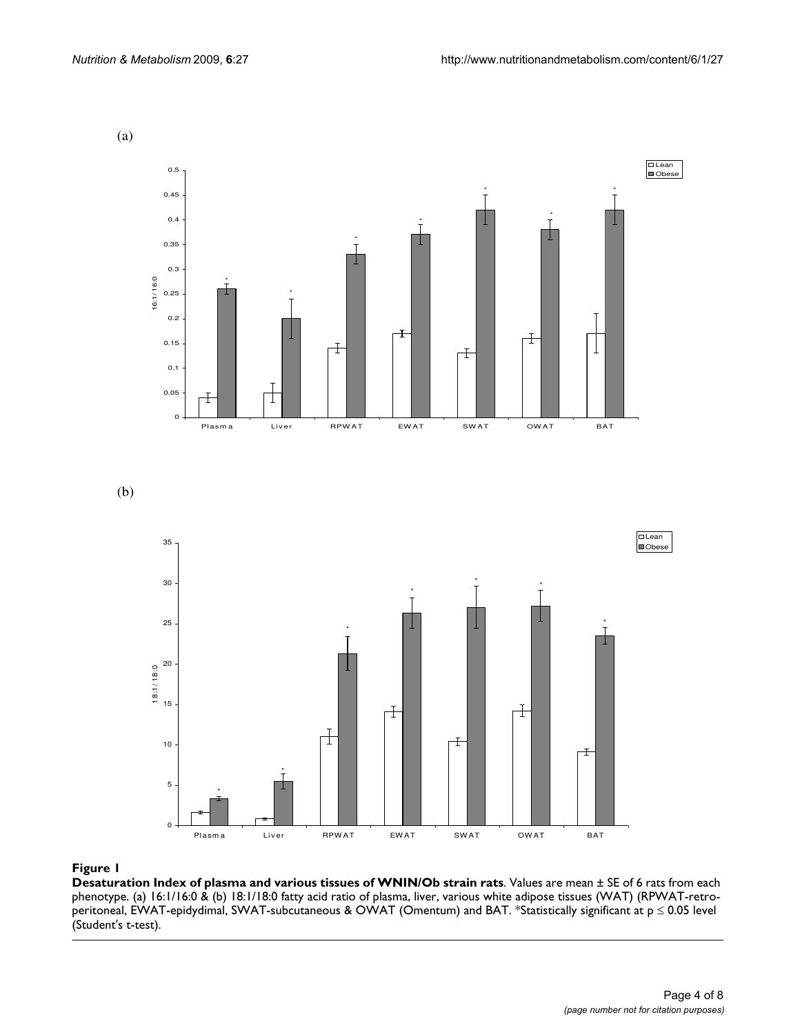(a)

(b)

**Figure 1**

**Desaturation Index of plasma and various tissues of WNIN/Ob strain rats**. Values are mean ± SE of 6 rats from each phenotype. (a) 16:1/16:0 & (b) 18:1/18:0 fatty acid ratio of plasma, liver, various white adipose tissues (WAT) (RPWAT-retroperitoneal, EWAT-epidydimal, SWAT-subcutaneous & OWAT (Omentum) and BAT. *Statistically significant at $p \leq 0.05$ level (Student's t-test).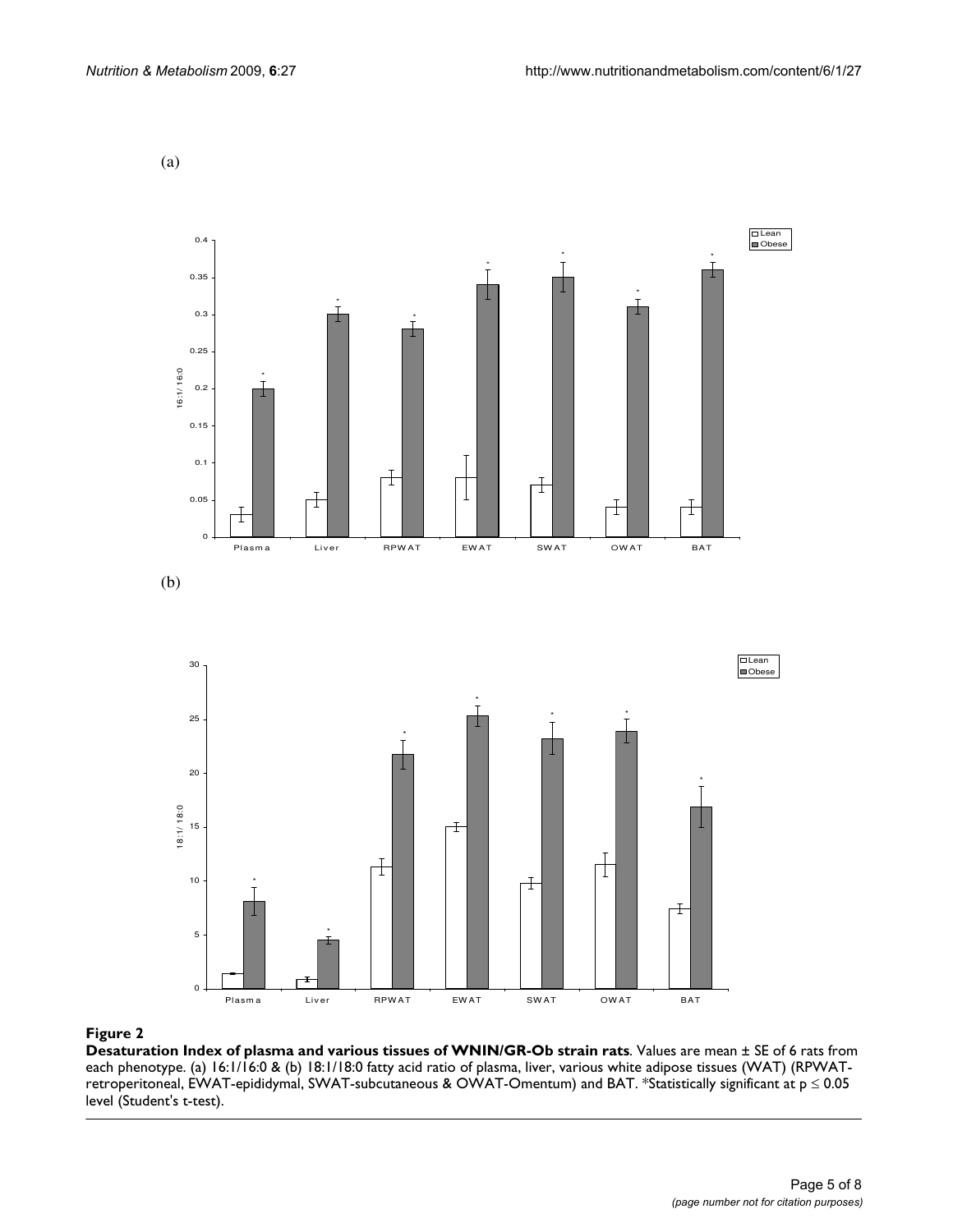(a)

(b)

**Figure 2**

**Desaturation Index of plasma and various tissues of WNIN/GR-Ob strain rats**. Values are mean ± SE of 6 rats from each phenotype. (a) 16:1/16:0 & (b) 18:1/18:0 fatty acid ratio of plasma, liver, various white adipose tissues (WAT) (RPWAT-retroperitoneal, EWAT-epididymal, SWAT-subcutaneous & OWAT-Omentum) and BAT. *Statistically significant at $p \leq 0.05$ level (Student's t-test).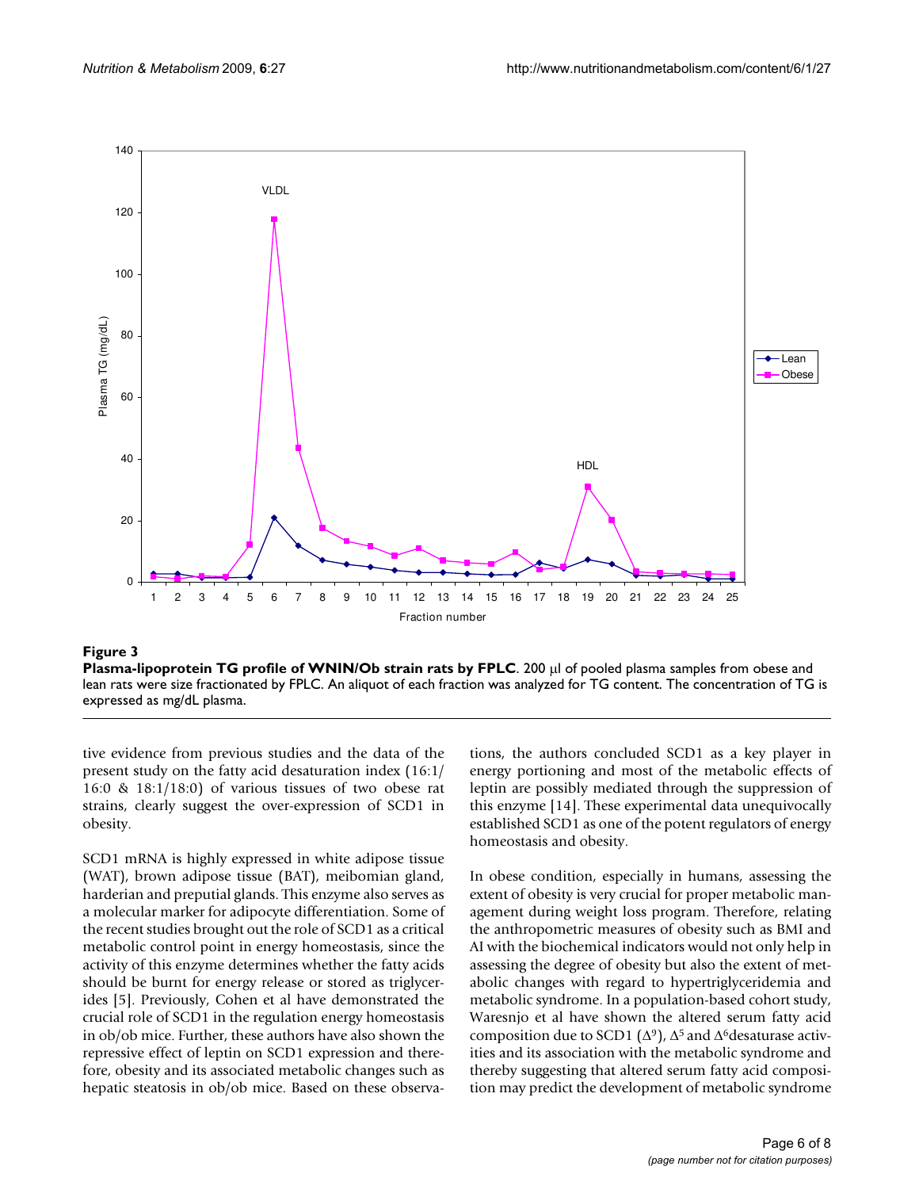**Figure 3**

**Plasma-lipoprotein TG profile of WNIN/Ob strain rats by FPLC**. 200 μl of pooled plasma samples from obese and lean rats were size fractionated by FPLC. An aliquot of each fraction was analyzed for TG content. The concentration of TG is expressed as mg/dL plasma.

tive evidence from previous studies and the data of the present study on the fatty acid desaturation index (16:1/16:0 & 18:1/18:0) of various tissues of two obese rat strains, clearly suggest the over-expression of SCD1 in obesity.

SCD1 mRNA is highly expressed in white adipose tissue (WAT), brown adipose tissue (BAT), meibomian gland, harderian and preputial glands. This enzyme also serves as a molecular marker for adipocyte differentiation. Some of the recent studies brought out the role of SCD1 as a critical metabolic control point in energy homeostasis, since the activity of this enzyme determines whether the fatty acids should be burnt for energy release or stored as triglycerides [5]. Previously, Cohen et al have demonstrated the crucial role of SCD1 in the regulation energy homeostasis in ob/ob mice. Further, these authors have also shown the repressive effect of leptin on SCD1 expression and therefore, obesity and its associated metabolic changes such as hepatic steatosis in ob/ob mice. Based on these observations, the authors concluded SCD1 as a key player in energy portioning and most of the metabolic effects of leptin are possibly mediated through the suppression of this enzyme [14]. These experimental data unequivocally established SCD1 as one of the potent regulators of energy homeostasis and obesity.

In obese condition, especially in humans, assessing the extent of obesity is very crucial for proper metabolic management during weight loss program. Therefore, relating the anthropometric measures of obesity such as BMI and AI with the biochemical indicators would not only help in assessing the degree of obesity but also the extent of metabolic changes with regard to hypertriglyceridemia and metabolic syndrome. In a population-based cohort study, Waresnjo et al have shown the altered serum fatty acid composition due to SCD1 ($\Delta^9$), $\Delta^5$ and $\Delta^6$desaturase activities and its association with the metabolic syndrome and thereby suggesting that altered serum fatty acid composition may predict the development of metabolic syndrome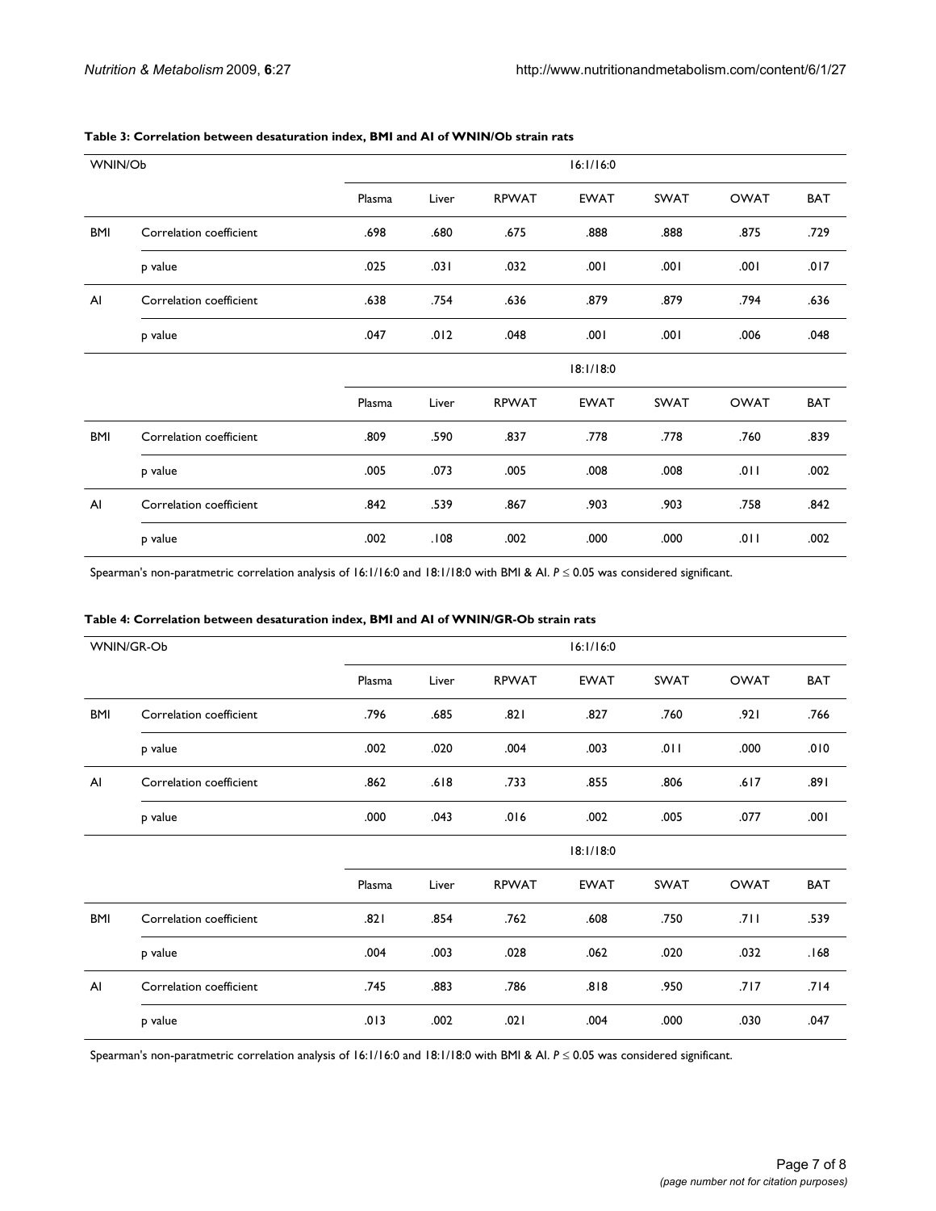**Table 3: Correlation between desaturation index, BMI and AI of WNIN/Ob strain rats**

| WNIN/Ob | | 16:1/16:0 | | | | | | |
|---|---|---|---|---|---|---|---|---|
| | | Plasma | Liver | RPWAT | EWAT | SWAT | OWAT | BAT |
| BMI | Correlation coefficient | .698 | .680 | .675 | .888 | .888 | .875 | .729 |
| | p value | .025 | .031 | .032 | .001 | .001 | .001 | .017 |
| AI | Correlation coefficient | .638 | .754 | .636 | .879 | .879 | .794 | .636 |
| | p value | .047 | .012 | .048 | .001 | .001 | .006 | .048 |
| | | 18:1/18:0 | | | | | | |
| | | Plasma | Liver | RPWAT | EWAT | SWAT | OWAT | BAT |
| BMI | Correlation coefficient | .809 | .590 | .837 | .778 | .778 | .760 | .839 |
| | p value | .005 | .073 | .005 | .008 | .008 | .011 | .002 |
| AI | Correlation coefficient | .842 | .539 | .867 | .903 | .903 | .758 | .842 |
| | p value | .002 | .108 | .002 | .000 | .000 | .011 | .002 |

Spearman's non-paratmetric correlation analysis of 16:1/16:0 and 18:1/18:0 with BMI & AI. $P \leq 0.05$ was considered significant.

**Table 4: Correlation between desaturation index, BMI and AI of WNIN/GR-Ob strain rats**

| WNIN/GR-Ob | | 16:1/16:0 | | | | | | |
|---|---|---|---|---|---|---|---|---|
| | | Plasma | Liver | RPWAT | EWAT | SWAT | OWAT | BAT |
| BMI | Correlation coefficient | .796 | .685 | .821 | .827 | .760 | .921 | .766 |
| | p value | .002 | .020 | .004 | .003 | .011 | .000 | .010 |
| AI | Correlation coefficient | .862 | .618 | .733 | .855 | .806 | .617 | .891 |
| | p value | .000 | .043 | .016 | .002 | .005 | .077 | .001 |
| | | 18:1/18:0 | | | | | | |
| | | Plasma | Liver | RPWAT | EWAT | SWAT | OWAT | BAT |
| BMI | Correlation coefficient | .821 | .854 | .762 | .608 | .750 | .711 | .539 |
| | p value | .004 | .003 | .028 | .062 | .020 | .032 | .168 |
| AI | Correlation coefficient | .745 | .883 | .786 | .818 | .950 | .717 | .714 |
| | p value | .013 | .002 | .021 | .004 | .000 | .030 | .047 |

Spearman's non-paratmetric correlation analysis of 16:1/16:0 and 18:1/18:0 with BMI & AI. $P \leq 0.05$ was considered significant.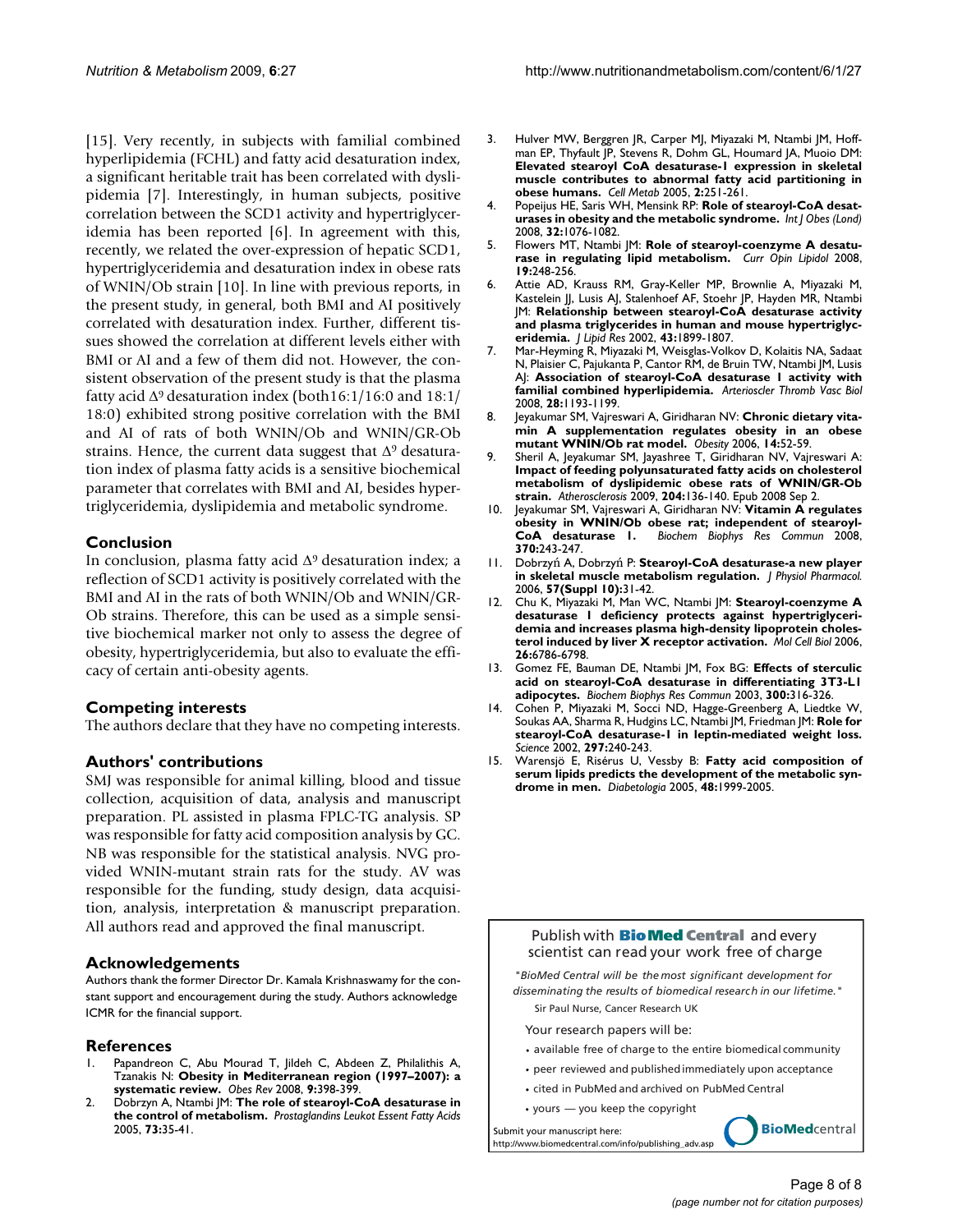[15]. Very recently, in subjects with familial combined hyperlipidemia (FCHL) and fatty acid desaturation index, a significant heritable trait has been correlated with dyslipidemia [7]. Interestingly, in human subjects, positive correlation between the SCD1 activity and hypertriglyceridemia has been reported [6]. In agreement with this, recently, we related the over-expression of hepatic SCD1, hypertriglyceridemia and desaturation index in obese rats of WNIN/Ob strain [10]. In line with previous reports, in the present study, in general, both BMI and AI positively correlated with desaturation index. Further, different tissues showed the correlation at different levels either with BMI or AI and a few of them did not. However, the consistent observation of the present study is that the plasma fatty acid $\Delta^9$ desaturation index (both16:1/16:0 and 18:1/18:0) exhibited strong positive correlation with the BMI and AI of rats of both WNIN/Ob and WNIN/GR-Ob strains. Hence, the current data suggest that $\Delta^9$ desaturation index of plasma fatty acids is a sensitive biochemical parameter that correlates with BMI and AI, besides hypertriglyceridemia, dyslipidemia and metabolic syndrome.

## Conclusion

In conclusion, plasma fatty acid $\Delta^9$ desaturation index; a reflection of SCD1 activity is positively correlated with the BMI and AI in the rats of both WNIN/Ob and WNIN/GR-Ob strains. Therefore, this can be used as a simple sensitive biochemical marker not only to assess the degree of obesity, hypertriglyceridemia, but also to evaluate the efficacy of certain anti-obesity agents.

## Competing interests

The authors declare that they have no competing interests.

## Authors' contributions

SMJ was responsible for animal killing, blood and tissue collection, acquisition of data, analysis and manuscript preparation. PL assisted in plasma FPLC-TG analysis. SP was responsible for fatty acid composition analysis by GC. NB was responsible for the statistical analysis. NVG provided WNIN-mutant strain rats for the study. AV was responsible for the funding, study design, data acquisition, analysis, interpretation & manuscript preparation. All authors read and approved the final manuscript.

## Acknowledgements

Authors thank the former Director Dr. Kamala Krishnaswamy for the constant support and encouragement during the study. Authors acknowledge ICMR for the financial support.

## References

1. Papandreon C, Abu Mourad T, Jildeh C, Abdeen Z, Philalithis A, Tzanakis N: **Obesity in Mediterranean region (1997–2007): a systematic review.** *Obes Rev* 2008, **9:**398-399.
2. Dobrzyn A, Ntambi JM: **The role of stearoyl-CoA desaturase in the control of metabolism.** *Prostaglandins Leukot Essent Fatty Acids* 2005, **73:**35-41.
3. Hulver MW, Berggren JR, Carper MJ, Miyazaki M, Ntambi JM, Hoffman EP, Thyfault JP, Stevens R, Dohm GL, Houmard JA, Muoio DM: **Elevated stearoyl CoA desaturase-1 expression in skeletal muscle contributes to abnormal fatty acid partitioning in obese humans.** *Cell Metab* 2005, **2:**251-261.
4. Popeijus HE, Saris WH, Mensink RP: **Role of stearoyl-CoA desaturases in obesity and the metabolic syndrome.** *Int J Obes (Lond)* 2008, **32:**1076-1082.
5. Flowers MT, Ntambi JM: **Role of stearoyl-coenzyme A desaturase in regulating lipid metabolism.** *Curr Opin Lipidol* 2008, **19:**248-256.
6. Attie AD, Krauss RM, Gray-Keller MP, Brownlie A, Miyazaki M, Kastelein JJ, Lusis AJ, Stalenhoef AF, Stoehr JP, Hayden MR, Ntambi JM: **Relationship between stearoyl-CoA desaturase activity and plasma triglycerides in human and mouse hypertriglyceridemia.** *J Lipid Res* 2002, **43:**1899-1807.
7. Mar-Heyming R, Miyazaki M, Weisglas-Volkov D, Kolaitis NA, Sadaat N, Plaisier C, Pajukanta P, Cantor RM, de Bruin TW, Ntambi JM, Lusis AJ: **Association of stearoyl-CoA desaturase 1 activity with familial combined hyperlipidemia.** *Arterioscler Thromb Vasc Biol* 2008, **28:**1193-1199.
8. Jeyakumar SM, Vajreswari A, Giridharan NV: **Chronic dietary vitamin A supplementation regulates obesity in an obese mutant WNIN/Ob rat model.** *Obesity* 2006, **14:**52-59.
9. Sheril A, Jeyakumar SM, Jayashree T, Giridharan NV, Vajreswari A: **Impact of feeding polyunsaturated fatty acids on cholesterol metabolism of dyslipidemic obese rats of WNIN/GR-Ob strain.** *Atherosclerosis* 2009, **204:**136-140. Epub 2008 Sep 2.
10. Jeyakumar SM, Vajreswari A, Giridharan NV: **Vitamin A regulates obesity in WNIN/Ob obese rat; independent of stearoyl-CoA desaturase 1.** *Biochem Biophys Res Commun* 2008, **370:**243-247.
11. Dobrzyń A, Dobrzyń P: **Stearoyl-CoA desaturase-a new player in skeletal muscle metabolism regulation.** *J Physiol Pharmacol.* 2006, **57(Suppl 10):**31-42.
12. Chu K, Miyazaki M, Man WC, Ntambi JM: **Stearoyl-coenzyme A desaturase 1 deficiency protects against hypertriglyceridemia and increases plasma high-density lipoprotein cholesterol induced by liver X receptor activation.** *Mol Cell Biol* 2006, **26:**6786-6798.
13. Gomez FE, Bauman DE, Ntambi JM, Fox BG: **Effects of sterculic acid on stearoyl-CoA desaturase in differentiating 3T3-L1 adipocytes.** *Biochem Biophys Res Commun* 2003, **300:**316-326.
14. Cohen P, Miyazaki M, Socci ND, Hagge-Greenberg A, Liedtke W, Soukas AA, Sharma R, Hudgins LC, Ntambi JM, Friedman JM: **Role for stearoyl-CoA desaturase-1 in leptin-mediated weight loss.** *Science* 2002, **297:**240-243.
15. Warensjö E, Risérus U, Vessby B: **Fatty acid composition of serum lipids predicts the development of the metabolic syndrome in men.** *Diabetologia* 2005, **48:**1999-2005.

Publish with **BioMed Central** and every scientist can read your work free of charge

*"BioMed Central will be the most significant development for disseminating the results of biomedical research in our lifetime."*

Sir Paul Nurse, Cancer Research UK

Your research papers will be:

- available free of charge to the entire biomedical community
- peer reviewed and published immediately upon acceptance
- cited in PubMed and archived on PubMed Central
- yours — you keep the copyright

Submit your manuscript here:
http://www.biomedcentral.com/info/publishing_adv.asp

BioMedcentral